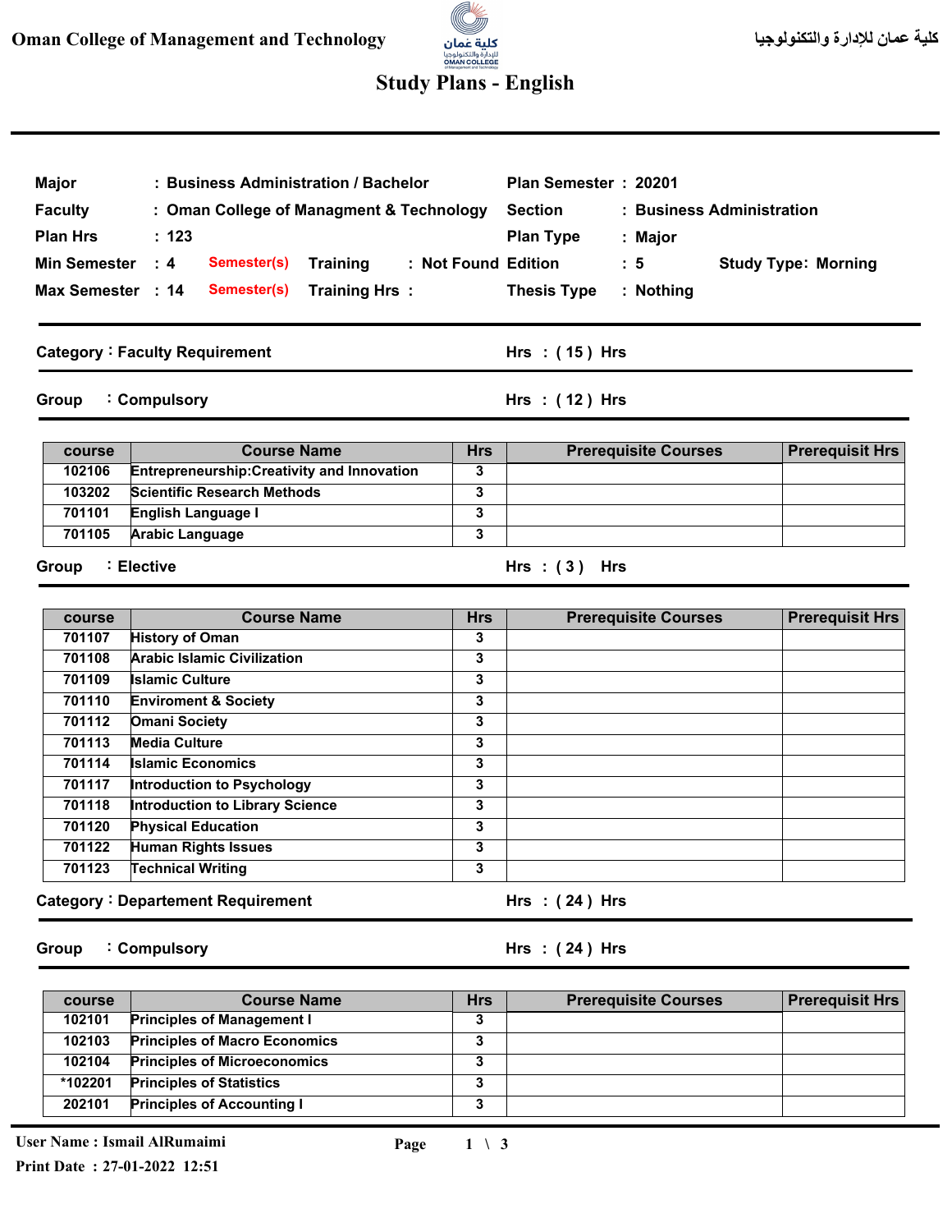# Oman College of Management and Technology

كلية عمان للإدارة والتكنولوجيا

## Study Plans - English

| | | | |
|---|---|---|---|
| **Major** | : Business Administration / Bachelor | **Plan Semester** | : 20201 |
| **Faculty** | : Oman College of Managment & Technology | **Section** | : Business Administration |
| **Plan Hrs** | : 123 | **Plan Type** | : Major |
| **Min Semester** | : 4 Semester(s) &nbsp; Training : Not Found | **Edition** | : 5 &nbsp; Study Type: Morning |
| **Max Semester** | : 14 Semester(s) &nbsp; Training Hrs : | **Thesis Type** | : Nothing |

### Category : Faculty Requirement — Hrs : ( 15 ) Hrs

#### Group : Compulsory — Hrs : ( 12 ) Hrs

| course | Course Name | Hrs | Prerequisite Courses | Prerequisit Hrs |
|---|---|---|---|---|
| 102106 | Entrepreneurship:Creativity and Innovation | 3 | | |
| 103202 | Scientific Research Methods | 3 | | |
| 701101 | English Language I | 3 | | |
| 701105 | Arabic Language | 3 | | |

#### Group : Elective — Hrs : ( 3 ) Hrs

| course | Course Name | Hrs | Prerequisite Courses | Prerequisit Hrs |
|---|---|---|---|---|
| 701107 | History of Oman | 3 | | |
| 701108 | Arabic Islamic Civilization | 3 | | |
| 701109 | Islamic Culture | 3 | | |
| 701110 | Enviroment & Society | 3 | | |
| 701112 | Omani Society | 3 | | |
| 701113 | Media Culture | 3 | | |
| 701114 | Islamic Economics | 3 | | |
| 701117 | Introduction to Psychology | 3 | | |
| 701118 | Introduction to Library Science | 3 | | |
| 701120 | Physical Education | 3 | | |
| 701122 | Human Rights Issues | 3 | | |
| 701123 | Technical Writing | 3 | | |

### Category : Departement Requirement — Hrs : ( 24 ) Hrs

#### Group : Compulsory — Hrs : ( 24 ) Hrs

| course | Course Name | Hrs | Prerequisite Courses | Prerequisit Hrs |
|---|---|---|---|---|
| 102101 | Principles of Management I | 3 | | |
| 102103 | Principles of Macro Economics | 3 | | |
| 102104 | Principles of Microeconomics | 3 | | |
| *102201 | Principles of Statistics | 3 | | |
| 202101 | Principles of Accounting I | 3 | | |

User Name : Ismail AlRumaimi

Print Date : 27-01-2022 12:51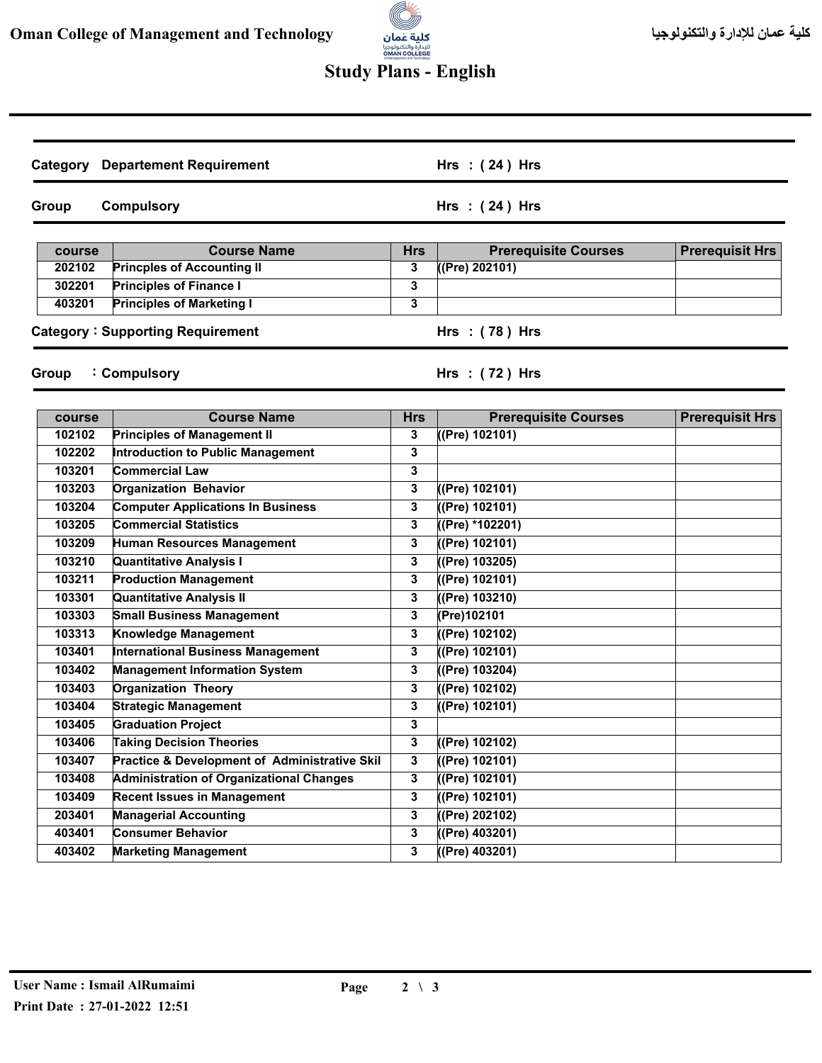# Study Plans - English

**Category** Departement Requirement — **Hrs : ( 24 ) Hrs**

**Group** Compulsory — **Hrs : ( 24 ) Hrs**

| course | Course Name | Hrs | Prerequisite Courses | Prerequisit Hrs |
|---|---|---|---|---|
| 202102 | Princples of Accounting II | 3 | ((Pre) 202101) | |
| 302201 | Principles of Finance I | 3 | | |
| 403201 | Principles of Marketing I | 3 | | |

**Category :** Supporting Requirement — **Hrs : ( 78 ) Hrs**

**Group :** Compulsory — **Hrs : ( 72 ) Hrs**

| course | Course Name | Hrs | Prerequisite Courses | Prerequisit Hrs |
|---|---|---|---|---|
| 102102 | Principles of Management II | 3 | ((Pre) 102101) | |
| 102202 | Introduction to Public Management | 3 | | |
| 103201 | Commercial Law | 3 | | |
| 103203 | Organization Behavior | 3 | ((Pre) 102101) | |
| 103204 | Computer Applications In Business | 3 | ((Pre) 102101) | |
| 103205 | Commercial Statistics | 3 | ((Pre) *102201) | |
| 103209 | Human Resources Management | 3 | ((Pre) 102101) | |
| 103210 | Quantitative Analysis I | 3 | ((Pre) 103205) | |
| 103211 | Production Management | 3 | ((Pre) 102101) | |
| 103301 | Quantitative Analysis II | 3 | ((Pre) 103210) | |
| 103303 | Small Business Management | 3 | (Pre)102101 | |
| 103313 | Knowledge Management | 3 | ((Pre) 102102) | |
| 103401 | International Business Management | 3 | ((Pre) 102101) | |
| 103402 | Management Information System | 3 | ((Pre) 103204) | |
| 103403 | Organization Theory | 3 | ((Pre) 102102) | |
| 103404 | Strategic Management | 3 | ((Pre) 102101) | |
| 103405 | Graduation Project | 3 | | |
| 103406 | Taking Decision Theories | 3 | ((Pre) 102102) | |
| 103407 | Practice & Development of Administrative Skil | 3 | ((Pre) 102101) | |
| 103408 | Administration of Organizational Changes | 3 | ((Pre) 102101) | |
| 103409 | Recent Issues in Management | 3 | ((Pre) 102101) | |
| 203401 | Managerial Accounting | 3 | ((Pre) 202102) | |
| 403401 | Consumer Behavior | 3 | ((Pre) 403201) | |
| 403402 | Marketing Management | 3 | ((Pre) 403201) | |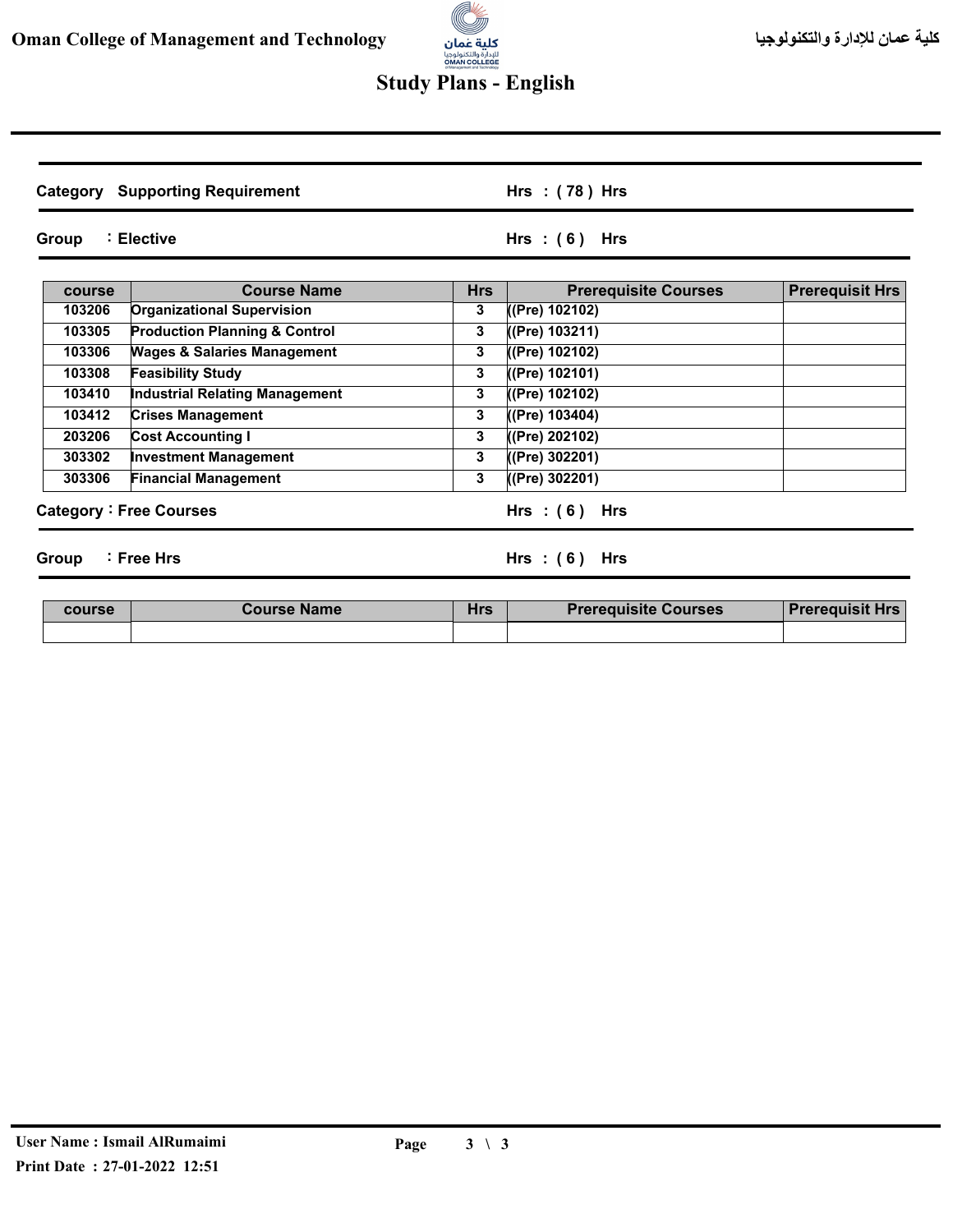**Category** Supporting Requirement — **Hrs : ( 78 ) Hrs**

**Group** : Elective — **Hrs : ( 6 ) Hrs**

| course | Course Name | Hrs | Prerequisite Courses | Prerequisit Hrs |
|---|---|---|---|---|
| 103206 | Organizational Supervision | 3 | ((Pre) 102102) | |
| 103305 | Production Planning & Control | 3 | ((Pre) 103211) | |
| 103306 | Wages & Salaries Management | 3 | ((Pre) 102102) | |
| 103308 | Feasibility Study | 3 | ((Pre) 102101) | |
| 103410 | Industrial Relating Management | 3 | ((Pre) 102102) | |
| 103412 | Crises Management | 3 | ((Pre) 103404) | |
| 203206 | Cost Accounting I | 3 | ((Pre) 202102) | |
| 303302 | Investment Management | 3 | ((Pre) 302201) | |
| 303306 | Financial Management | 3 | ((Pre) 302201) | |

**Category** : Free Courses — **Hrs : ( 6 ) Hrs**

**Group** : Free Hrs — **Hrs : ( 6 ) Hrs**

| course | Course Name | Hrs | Prerequisite Courses | Prerequisit Hrs |
|---|---|---|---|---|
| | | | | |

User Name : Ismail AlRumaimi

Print Date : 27-01-2022 12:51